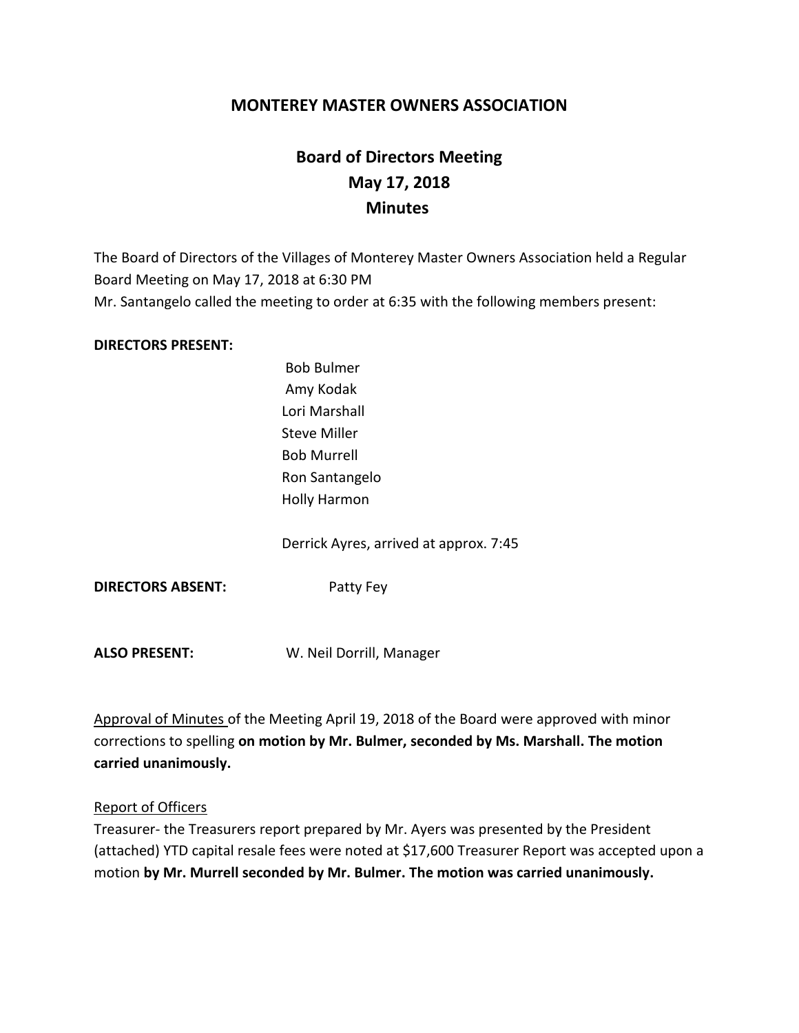# MONTEREY MASTER OWNERS ASSOCIATION

## Board of Directors Meeting
## May 17, 2018
## Minutes

The Board of Directors of the Villages of Monterey Master Owners Association held a Regular Board Meeting on May 17, 2018 at 6:30 PM
Mr. Santangelo called the meeting to order at 6:35 with the following members present:

**DIRECTORS PRESENT:**

Bob Bulmer
Amy Kodak
Lori Marshall
Steve Miller
Bob Murrell
Ron Santangelo
Holly Harmon

Derrick Ayres, arrived at approx. 7:45

**DIRECTORS ABSENT:** Patty Fey

**ALSO PRESENT:** W. Neil Dorrill, Manager

Approval of Minutes of the Meeting April 19, 2018 of the Board were approved with minor corrections to spelling **on motion by Mr. Bulmer, seconded by Ms. Marshall. The motion carried unanimously.**

Report of Officers

Treasurer- the Treasurers report prepared by Mr. Ayers was presented by the President (attached) YTD capital resale fees were noted at $17,600 Treasurer Report was accepted upon a motion **by Mr. Murrell seconded by Mr. Bulmer. The motion was carried unanimously.**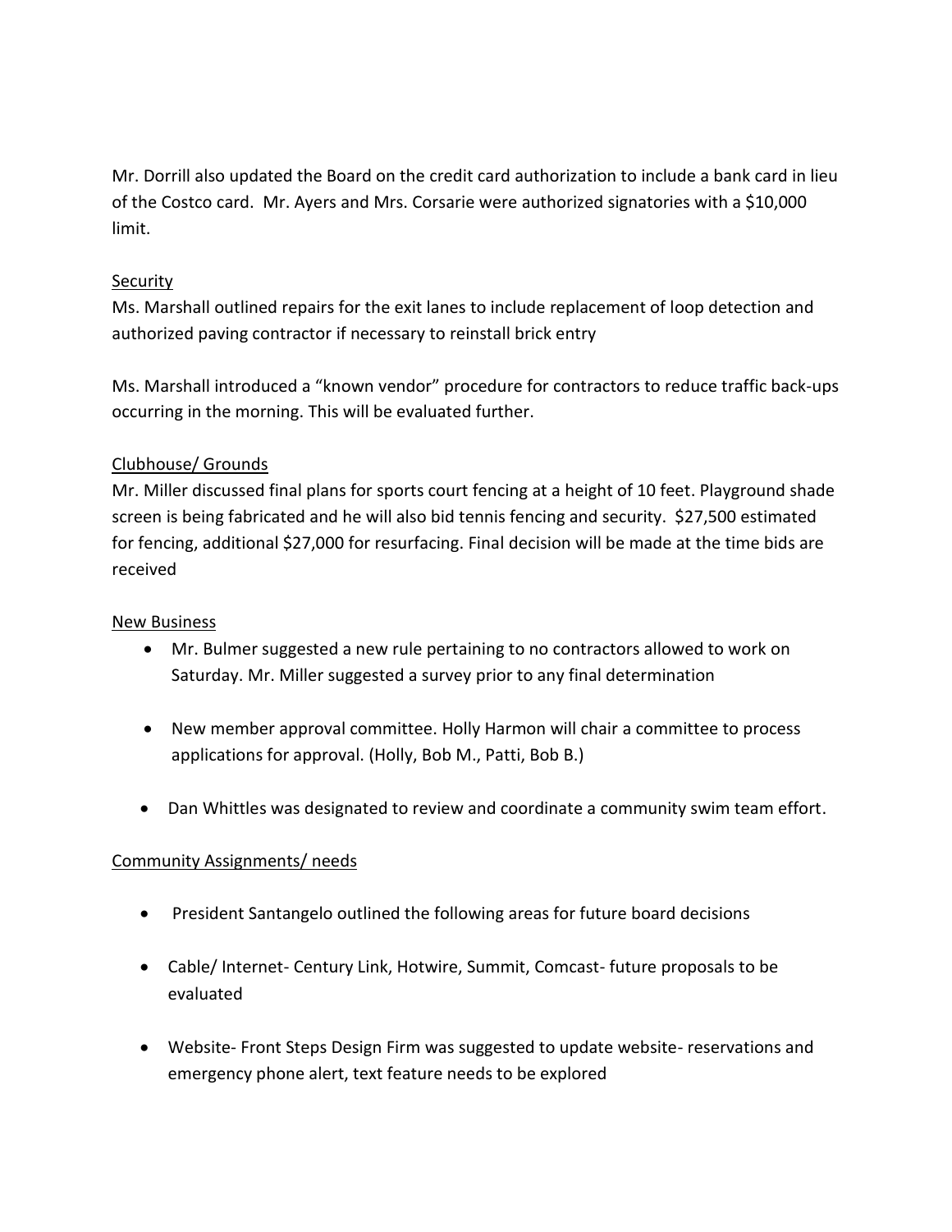Mr. Dorrill also updated the Board on the credit card authorization to include a bank card in lieu of the Costco card. Mr. Ayers and Mrs. Corsarie were authorized signatories with a $10,000 limit.

## Security

Ms. Marshall outlined repairs for the exit lanes to include replacement of loop detection and authorized paving contractor if necessary to reinstall brick entry

Ms. Marshall introduced a "known vendor" procedure for contractors to reduce traffic back-ups occurring in the morning. This will be evaluated further.

## Clubhouse/ Grounds

Mr. Miller discussed final plans for sports court fencing at a height of 10 feet. Playground shade screen is being fabricated and he will also bid tennis fencing and security. $27,500 estimated for fencing, additional $27,000 for resurfacing. Final decision will be made at the time bids are received

## New Business

- Mr. Bulmer suggested a new rule pertaining to no contractors allowed to work on Saturday. Mr. Miller suggested a survey prior to any final determination
- New member approval committee. Holly Harmon will chair a committee to process applications for approval. (Holly, Bob M., Patti, Bob B.)
- Dan Whittles was designated to review and coordinate a community swim team effort.

## Community Assignments/ needs

- President Santangelo outlined the following areas for future board decisions
- Cable/ Internet- Century Link, Hotwire, Summit, Comcast- future proposals to be evaluated
- Website- Front Steps Design Firm was suggested to update website- reservations and emergency phone alert, text feature needs to be explored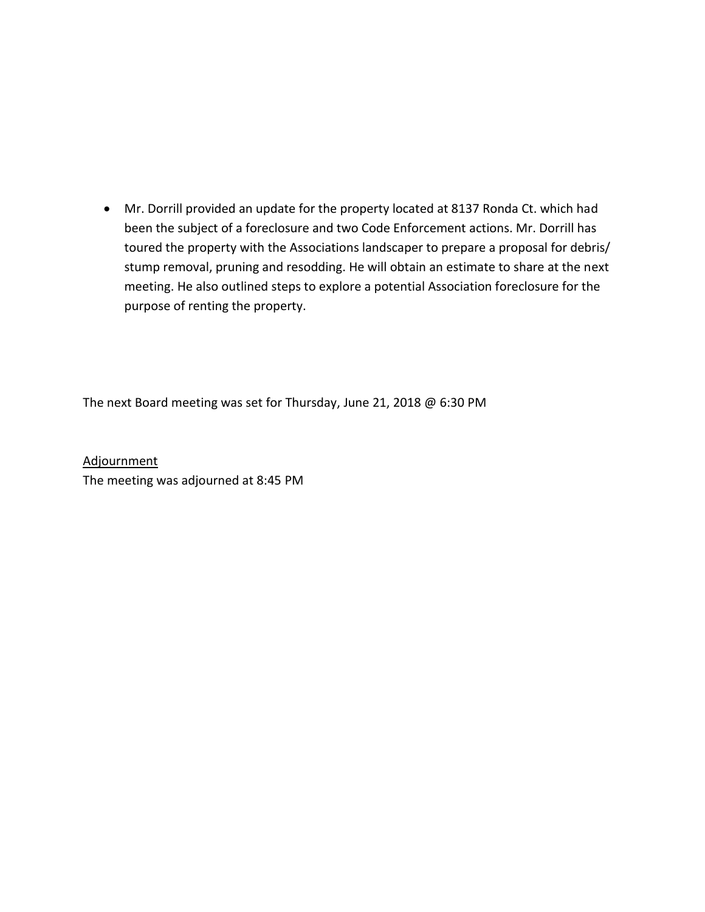- Mr. Dorrill provided an update for the property located at 8137 Ronda Ct. which had been the subject of a foreclosure and two Code Enforcement actions. Mr. Dorrill has toured the property with the Associations landscaper to prepare a proposal for debris/ stump removal, pruning and resodding. He will obtain an estimate to share at the next meeting. He also outlined steps to explore a potential Association foreclosure for the purpose of renting the property.

The next Board meeting was set for Thursday, June 21, 2018 @ 6:30 PM

<u>Adjournment</u>

The meeting was adjourned at 8:45 PM